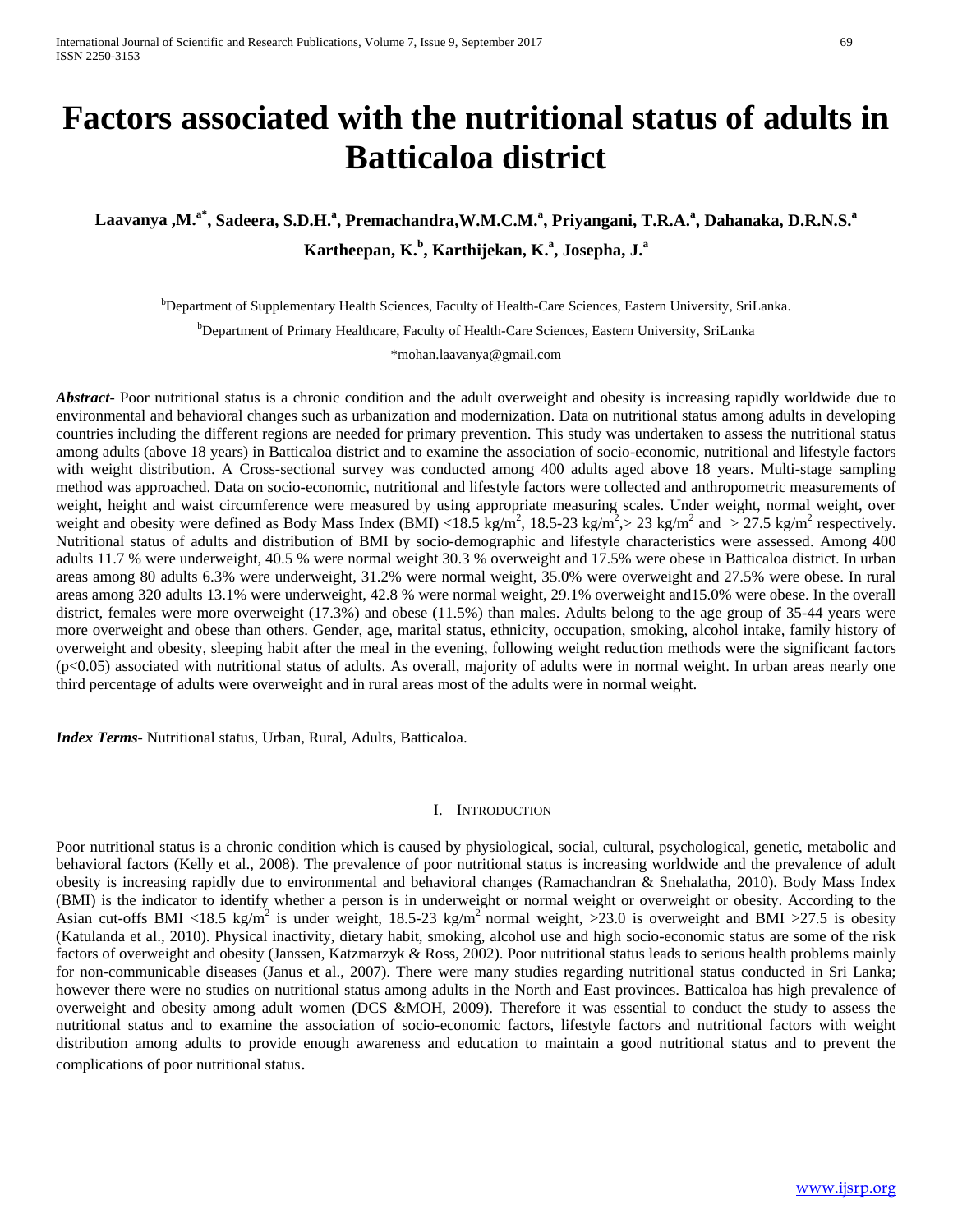# Factors associated with the nutritional status of adults in Batticaloa district

**Laavanya ,M.[a*], Sadeera, S.D.H.[a], Premachandra,W.M.C.M.[a], Priyangani, T.R.A.[a], Dahanaka, D.R.N.S.[a] Kartheepan, K.[b], Karthijekan, K.[a], Josepha, J.[a]**

[b]Department of Supplementary Health Sciences, Faculty of Health-Care Sciences, Eastern University, SriLanka.

[b]Department of Primary Healthcare, Faculty of Health-Care Sciences, Eastern University, SriLanka

*mohan.laavanya@gmail.com

***Abstract***- Poor nutritional status is a chronic condition and the adult overweight and obesity is increasing rapidly worldwide due to environmental and behavioral changes such as urbanization and modernization. Data on nutritional status among adults in developing countries including the different regions are needed for primary prevention. This study was undertaken to assess the nutritional status among adults (above 18 years) in Batticaloa district and to examine the association of socio-economic, nutritional and lifestyle factors with weight distribution. A Cross-sectional survey was conducted among 400 adults aged above 18 years. Multi-stage sampling method was approached. Data on socio-economic, nutritional and lifestyle factors were collected and anthropometric measurements of weight, height and waist circumference were measured by using appropriate measuring scales. Under weight, normal weight, over weight and obesity were defined as Body Mass Index (BMI) <18.5 kg/m$^2$, 18.5-23 kg/m$^2$,> 23 kg/m$^2$ and > 27.5 kg/m$^2$ respectively. Nutritional status of adults and distribution of BMI by socio-demographic and lifestyle characteristics were assessed. Among 400 adults 11.7 % were underweight, 40.5 % were normal weight 30.3 % overweight and 17.5% were obese in Batticaloa district. In urban areas among 80 adults 6.3% were underweight, 31.2% were normal weight, 35.0% were overweight and 27.5% were obese. In rural areas among 320 adults 13.1% were underweight, 42.8 % were normal weight, 29.1% overweight and15.0% were obese. In the overall district, females were more overweight (17.3%) and obese (11.5%) than males. Adults belong to the age group of 35-44 years were more overweight and obese than others. Gender, age, marital status, ethnicity, occupation, smoking, alcohol intake, family history of overweight and obesity, sleeping habit after the meal in the evening, following weight reduction methods were the significant factors ($p<0.05$) associated with nutritional status of adults. As overall, majority of adults were in normal weight. In urban areas nearly one third percentage of adults were overweight and in rural areas most of the adults were in normal weight.

***Index Terms***- Nutritional status, Urban, Rural, Adults, Batticaloa.

## I. Introduction

Poor nutritional status is a chronic condition which is caused by physiological, social, cultural, psychological, genetic, metabolic and behavioral factors (Kelly et al., 2008). The prevalence of poor nutritional status is increasing worldwide and the prevalence of adult obesity is increasing rapidly due to environmental and behavioral changes (Ramachandran & Snehalatha, 2010). Body Mass Index (BMI) is the indicator to identify whether a person is in underweight or normal weight or overweight or obesity. According to the Asian cut-offs BMI <18.5 kg/m$^2$ is under weight, 18.5-23 kg/m$^2$ normal weight, >23.0 is overweight and BMI >27.5 is obesity (Katulanda et al., 2010). Physical inactivity, dietary habit, smoking, alcohol use and high socio-economic status are some of the risk factors of overweight and obesity (Janssen, Katzmarzyk & Ross, 2002). Poor nutritional status leads to serious health problems mainly for non-communicable diseases (Janus et al., 2007). There were many studies regarding nutritional status conducted in Sri Lanka; however there were no studies on nutritional status among adults in the North and East provinces. Batticaloa has high prevalence of overweight and obesity among adult women (DCS &MOH, 2009). Therefore it was essential to conduct the study to assess the nutritional status and to examine the association of socio-economic factors, lifestyle factors and nutritional factors with weight distribution among adults to provide enough awareness and education to maintain a good nutritional status and to prevent the complications of poor nutritional status.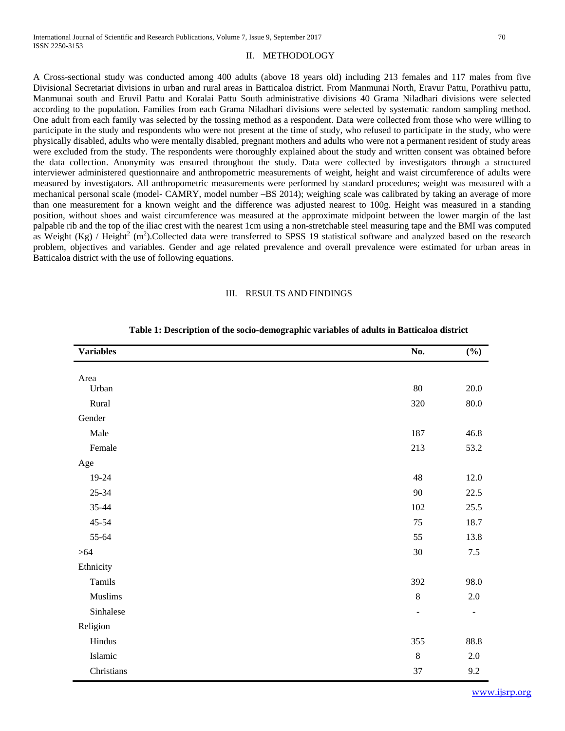## II. METHODOLOGY

A Cross-sectional study was conducted among 400 adults (above 18 years old) including 213 females and 117 males from five Divisional Secretariat divisions in urban and rural areas in Batticaloa district. From Manmunai North, Eravur Pattu, Porathivu pattu, Manmunai south and Eruvil Pattu and Koralai Pattu South administrative divisions 40 Grama Niladhari divisions were selected according to the population. Families from each Grama Niladhari divisions were selected by systematic random sampling method. One adult from each family was selected by the tossing method as a respondent. Data were collected from those who were willing to participate in the study and respondents who were not present at the time of study, who refused to participate in the study, who were physically disabled, adults who were mentally disabled, pregnant mothers and adults who were not a permanent resident of study areas were excluded from the study. The respondents were thoroughly explained about the study and written consent was obtained before the data collection. Anonymity was ensured throughout the study. Data were collected by investigators through a structured interviewer administered questionnaire and anthropometric measurements of weight, height and waist circumference of adults were measured by investigators. All anthropometric measurements were performed by standard procedures; weight was measured with a mechanical personal scale (model- CAMRY, model number –BS 2014); weighing scale was calibrated by taking an average of more than one measurement for a known weight and the difference was adjusted nearest to 100g. Height was measured in a standing position, without shoes and waist circumference was measured at the approximate midpoint between the lower margin of the last palpable rib and the top of the iliac crest with the nearest 1cm using a non-stretchable steel measuring tape and the BMI was computed as Weight (Kg) / Height$^2$ (m$^2$).Collected data were transferred to SPSS 19 statistical software and analyzed based on the research problem, objectives and variables. Gender and age related prevalence and overall prevalence were estimated for urban areas in Batticaloa district with the use of following equations.

## III. RESULTS AND FINDINGS

**Table 1: Description of the socio-demographic variables of adults in Batticaloa district**

| Variables | No. | (%) |
|---|---|---|
| Area | | |
| Urban | 80 | 20.0 |
| Rural | 320 | 80.0 |
| Gender | | |
| Male | 187 | 46.8 |
| Female | 213 | 53.2 |
| Age | | |
| 19-24 | 48 | 12.0 |
| 25-34 | 90 | 22.5 |
| 35-44 | 102 | 25.5 |
| 45-54 | 75 | 18.7 |
| 55-64 | 55 | 13.8 |
| >64 | 30 | 7.5 |
| Ethnicity | | |
| Tamils | 392 | 98.0 |
| Muslims | 8 | 2.0 |
| Sinhalese | - | - |
| Religion | | |
| Hindus | 355 | 88.8 |
| Islamic | 8 | 2.0 |
| Christians | 37 | 9.2 |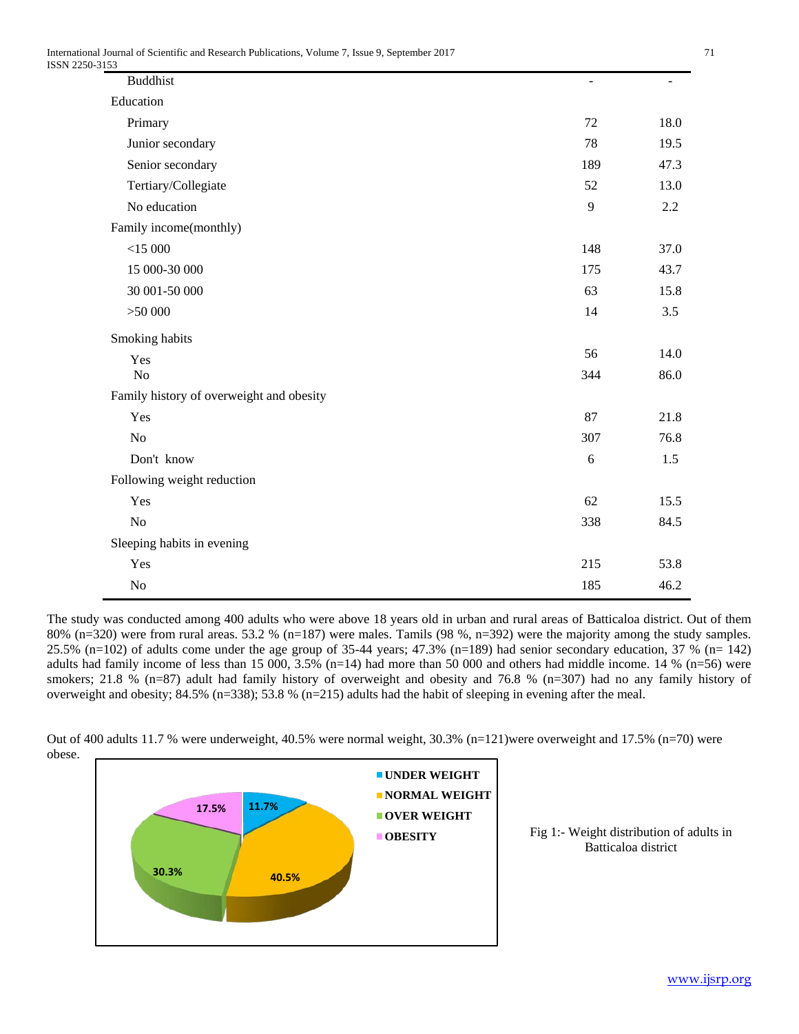| | | |
|---|---|---|
| Buddhist | - | - |
| Education | | |
| Primary | 72 | 18.0 |
| Junior secondary | 78 | 19.5 |
| Senior secondary | 189 | 47.3 |
| Tertiary/Collegiate | 52 | 13.0 |
| No education | 9 | 2.2 |
| Family income(monthly) | | |
| <15 000 | 148 | 37.0 |
| 15 000-30 000 | 175 | 43.7 |
| 30 001-50 000 | 63 | 15.8 |
| >50 000 | 14 | 3.5 |
| Smoking habits | | |
| Yes | 56 | 14.0 |
| No | 344 | 86.0 |
| Family history of overweight and obesity | | |
| Yes | 87 | 21.8 |
| No | 307 | 76.8 |
| Don't know | 6 | 1.5 |
| Following weight reduction | | |
| Yes | 62 | 15.5 |
| No | 338 | 84.5 |
| Sleeping habits in evening | | |
| Yes | 215 | 53.8 |
| No | 185 | 46.2 |

The study was conducted among 400 adults who were above 18 years old in urban and rural areas of Batticaloa district. Out of them 80% (n=320) were from rural areas. 53.2 % (n=187) were males. Tamils (98 %, n=392) were the majority among the study samples. 25.5% (n=102) of adults come under the age group of 35-44 years; 47.3% (n=189) had senior secondary education, 37 % (n= 142) adults had family income of less than 15 000, 3.5% (n=14) had more than 50 000 and others had middle income. 14 % (n=56) were smokers; 21.8 % (n=87) adult had family history of overweight and obesity and 76.8 % (n=307) had no any family history of overweight and obesity; 84.5% (n=338); 53.8 % (n=215) adults had the habit of sleeping in evening after the meal.

Out of 400 adults 11.7 % were underweight, 40.5% were normal weight, 30.3% (n=121)were overweight and 17.5% (n=70) were obese.

Fig 1:- Weight distribution of adults in Batticaloa district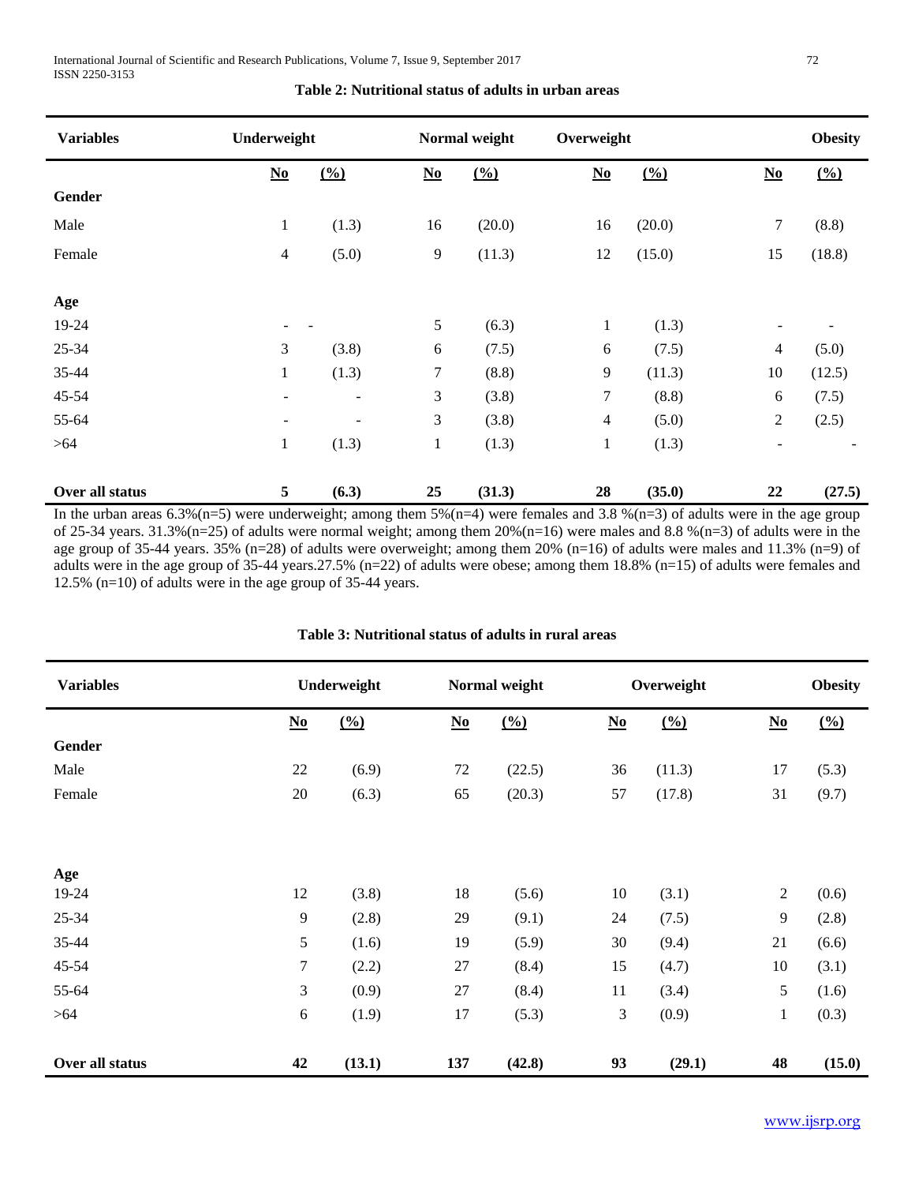**Table 2: Nutritional status of adults in urban areas**

| Variables | Underweight | | Normal weight | | Overweight | | Obesity | |
|---|---|---|---|---|---|---|---|---|
| | No | (%) | No | (%) | No | (%) | No | (%) |
| **Gender** | | | | | | | | |
| Male | 1 | (1.3) | 16 | (20.0) | 16 | (20.0) | 7 | (8.8) |
| Female | 4 | (5.0) | 9 | (11.3) | 12 | (15.0) | 15 | (18.8) |
| **Age** | | | | | | | | |
| 19-24 | - | - | 5 | (6.3) | 1 | (1.3) | - | - |
| 25-34 | 3 | (3.8) | 6 | (7.5) | 6 | (7.5) | 4 | (5.0) |
| 35-44 | 1 | (1.3) | 7 | (8.8) | 9 | (11.3) | 10 | (12.5) |
| 45-54 | - | - | 3 | (3.8) | 7 | (8.8) | 6 | (7.5) |
| 55-64 | - | - | 3 | (3.8) | 4 | (5.0) | 2 | (2.5) |
| >64 | 1 | (1.3) | 1 | (1.3) | 1 | (1.3) | - | - |
| **Over all status** | **5** | **(6.3)** | **25** | **(31.3)** | **28** | **(35.0)** | **22** | **(27.5)** |

In the urban areas 6.3%(n=5) were underweight; among them 5%(n=4) were females and 3.8 %(n=3) of adults were in the age group of 25-34 years. 31.3%(n=25) of adults were normal weight; among them 20%(n=16) were males and 8.8 %(n=3) of adults were in the age group of 35-44 years. 35% (n=28) of adults were overweight; among them 20% (n=16) of adults were males and 11.3% (n=9) of adults were in the age group of 35-44 years.27.5% (n=22) of adults were obese; among them 18.8% (n=15) of adults were females and 12.5% (n=10) of adults were in the age group of 35-44 years.

**Table 3: Nutritional status of adults in rural areas**

| Variables | Underweight | | Normal weight | | Overweight | | Obesity | |
|---|---|---|---|---|---|---|---|---|
| | No | (%) | No | (%) | No | (%) | No | (%) |
| **Gender** | | | | | | | | |
| Male | 22 | (6.9) | 72 | (22.5) | 36 | (11.3) | 17 | (5.3) |
| Female | 20 | (6.3) | 65 | (20.3) | 57 | (17.8) | 31 | (9.7) |
| **Age** | | | | | | | | |
| 19-24 | 12 | (3.8) | 18 | (5.6) | 10 | (3.1) | 2 | (0.6) |
| 25-34 | 9 | (2.8) | 29 | (9.1) | 24 | (7.5) | 9 | (2.8) |
| 35-44 | 5 | (1.6) | 19 | (5.9) | 30 | (9.4) | 21 | (6.6) |
| 45-54 | 7 | (2.2) | 27 | (8.4) | 15 | (4.7) | 10 | (3.1) |
| 55-64 | 3 | (0.9) | 27 | (8.4) | 11 | (3.4) | 5 | (1.6) |
| >64 | 6 | (1.9) | 17 | (5.3) | 3 | (0.9) | 1 | (0.3) |
| **Over all status** | **42** | **(13.1)** | **137** | **(42.8)** | **93** | **(29.1)** | **48** | **(15.0)** |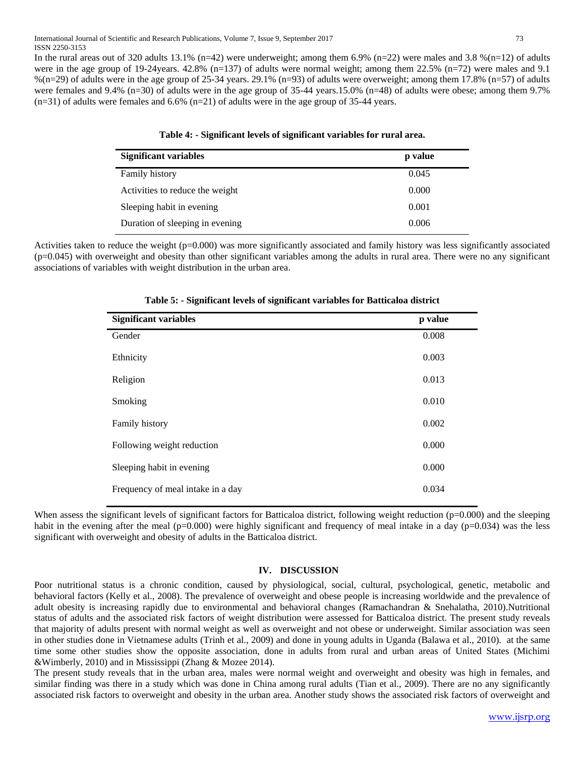In the rural areas out of 320 adults 13.1% (n=42) were underweight; among them 6.9% (n=22) were males and 3.8 %(n=12) of adults were in the age group of 19-24years. 42.8% (n=137) of adults were normal weight; among them 22.5% (n=72) were males and 9.1 %(n=29) of adults were in the age group of 25-34 years. 29.1% (n=93) of adults were overweight; among them 17.8% (n=57) of adults were females and 9.4% (n=30) of adults were in the age group of 35-44 years.15.0% (n=48) of adults were obese; among them 9.7% (n=31) of adults were females and 6.6% (n=21) of adults were in the age group of 35-44 years.

**Table 4: - Significant levels of significant variables for rural area.**

| Significant variables | p value |
|---|---|
| Family history | 0.045 |
| Activities to reduce the weight | 0.000 |
| Sleeping habit in evening | 0.001 |
| Duration of sleeping in evening | 0.006 |

Activities taken to reduce the weight (p=0.000) was more significantly associated and family history was less significantly associated (p=0.045) with overweight and obesity than other significant variables among the adults in rural area. There were no any significant associations of variables with weight distribution in the urban area.

**Table 5: - Significant levels of significant variables for Batticaloa district**

| Significant variables | p value |
|---|---|
| Gender | 0.008 |
| Ethnicity | 0.003 |
| Religion | 0.013 |
| Smoking | 0.010 |
| Family history | 0.002 |
| Following weight reduction | 0.000 |
| Sleeping habit in evening | 0.000 |
| Frequency of meal intake in a day | 0.034 |

When assess the significant levels of significant factors for Batticaloa district, following weight reduction (p=0.000) and the sleeping habit in the evening after the meal (p=0.000) were highly significant and frequency of meal intake in a day (p=0.034) was the less significant with overweight and obesity of adults in the Batticaloa district.

## IV. DISCUSSION

Poor nutritional status is a chronic condition, caused by physiological, social, cultural, psychological, genetic, metabolic and behavioral factors (Kelly et al., 2008). The prevalence of overweight and obese people is increasing worldwide and the prevalence of adult obesity is increasing rapidly due to environmental and behavioral changes (Ramachandran & Snehalatha, 2010).Nutritional status of adults and the associated risk factors of weight distribution were assessed for Batticaloa district. The present study reveals that majority of adults present with normal weight as well as overweight and not obese or underweight. Similar association was seen in other studies done in Vietnamese adults (Trinh et al., 2009) and done in young adults in Uganda (Balawa et al., 2010). at the same time some other studies show the opposite association, done in adults from rural and urban areas of United States (Michimi &Wimberly, 2010) and in Mississippi (Zhang & Mozee 2014).

The present study reveals that in the urban area, males were normal weight and overweight and obesity was high in females, and similar finding was there in a study which was done in China among rural adults (Tian et al., 2009). There are no any significantly associated risk factors to overweight and obesity in the urban area. Another study shows the associated risk factors of overweight and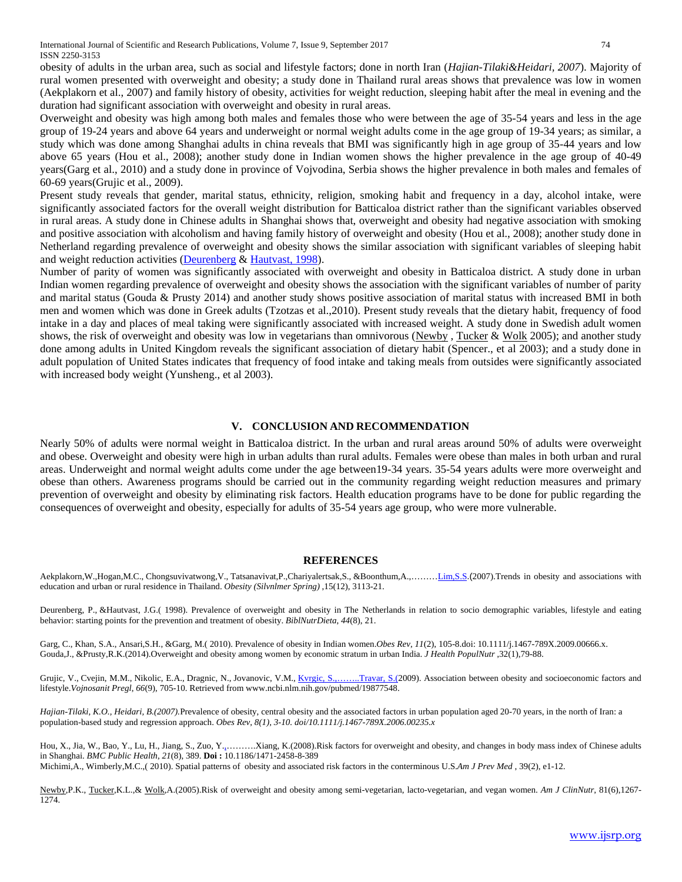obesity of adults in the urban area, such as social and lifestyle factors; done in north Iran (*Hajian-Tilaki&Heidari, 2007*). Majority of rural women presented with overweight and obesity; a study done in Thailand rural areas shows that prevalence was low in women (Aekplakorn et al., 2007) and family history of obesity, activities for weight reduction, sleeping habit after the meal in evening and the duration had significant association with overweight and obesity in rural areas.

Overweight and obesity was high among both males and females those who were between the age of 35-54 years and less in the age group of 19-24 years and above 64 years and underweight or normal weight adults come in the age group of 19-34 years; as similar, a study which was done among Shanghai adults in china reveals that BMI was significantly high in age group of 35-44 years and low above 65 years (Hou et al., 2008); another study done in Indian women shows the higher prevalence in the age group of 40-49 years(Garg et al., 2010) and a study done in province of Vojvodina, Serbia shows the higher prevalence in both males and females of 60-69 years(Grujic et al., 2009).

Present study reveals that gender, marital status, ethnicity, religion, smoking habit and frequency in a day, alcohol intake, were significantly associated factors for the overall weight distribution for Batticaloa district rather than the significant variables observed in rural areas. A study done in Chinese adults in Shanghai shows that, overweight and obesity had negative association with smoking and positive association with alcoholism and having family history of overweight and obesity (Hou et al., 2008); another study done in Netherland regarding prevalence of overweight and obesity shows the similar association with significant variables of sleeping habit and weight reduction activities (Deurenberg & Hautvast, 1998).

Number of parity of women was significantly associated with overweight and obesity in Batticaloa district. A study done in urban Indian women regarding prevalence of overweight and obesity shows the association with the significant variables of number of parity and marital status (Gouda & Prusty 2014) and another study shows positive association of marital status with increased BMI in both men and women which was done in Greek adults (Tzotzas et al.,2010). Present study reveals that the dietary habit, frequency of food intake in a day and places of meal taking were significantly associated with increased weight. A study done in Swedish adult women shows, the risk of overweight and obesity was low in vegetarians than omnivorous (Newby , Tucker & Wolk 2005); and another study done among adults in United Kingdom reveals the significant association of dietary habit (Spencer., et al 2003); and a study done in adult population of United States indicates that frequency of food intake and taking meals from outsides were significantly associated with increased body weight (Yunsheng., et al 2003).

## V. CONCLUSION AND RECOMMENDATION

Nearly 50% of adults were normal weight in Batticaloa district. In the urban and rural areas around 50% of adults were overweight and obese. Overweight and obesity were high in urban adults than rural adults. Females were obese than males in both urban and rural areas. Underweight and normal weight adults come under the age between19-34 years. 35-54 years adults were more overweight and obese than others. Awareness programs should be carried out in the community regarding weight reduction measures and primary prevention of overweight and obesity by eliminating risk factors. Health education programs have to be done for public regarding the consequences of overweight and obesity, especially for adults of 35-54 years age group, who were more vulnerable.

## REFERENCES

Aekplakorn,W.,Hogan,M.C., Chongsuvivatwong,V., Tatsanavivat,P.,Chariyalertsak,S., &Boonthum,A.,………Lim,S.S.(2007).Trends in obesity and associations with education and urban or rural residence in Thailand. *Obesity (Silvnlmer Spring)* ,15(12), 3113-21.

Deurenberg, P., &Hautvast, J.G.( 1998). Prevalence of overweight and obesity in The Netherlands in relation to socio demographic variables, lifestyle and eating behavior: starting points for the prevention and treatment of obesity. *BiblNutrDieta*, *44*(8), 21.

Garg, C., Khan, S.A., Ansari,S.H., &Garg, M.( 2010). Prevalence of obesity in Indian women.*Obes Rev*, *11*(2), 105-8.doi: 10.1111/j.1467-789X.2009.00666.x.

Gouda,J., &Prusty,R.K.(2014).Overweight and obesity among women by economic stratum in urban India. *J Health PopulNutr* ,32(1),79-88.

Grujic, V., Cvejin, M.M., Nikolic, E.A., Dragnic, N., Jovanovic, V.M., Kvrgic, S.,……..Travar, S.(2009). Association between obesity and socioeconomic factors and lifestyle.*Vojnosanit Pregl*, *66*(9), 705-10. Retrieved from www.ncbi.nlm.nih.gov/pubmed/19877548.

*Hajian-Tilaki, K.O., Heidari, B.(2007).*Prevalence of obesity, central obesity and the associated factors in urban population aged 20-70 years, in the north of Iran: a population-based study and regression approach. *Obes Rev, 8(1), 3-10. doi/10.1111/j.1467-789X.2006.00235.x*

Hou, X., Jia, W., Bao, Y., Lu, H., Jiang, S., Zuo, Y.,……….Xiang, K.(2008).Risk factors for overweight and obesity, and changes in body mass index of Chinese adults in Shanghai. *BMC Public Health*, *21*(8), 389. **Doi :** 10.1186/1471-2458-8-389

Michimi,A., Wimberly,M.C.,( 2010). Spatial patterns of obesity and associated risk factors in the conterminous U.S.*Am J Prev Med* , 39(2), e1-12.

Newby,P.K., Tucker,K.L.,& Wolk,A.(2005).Risk of overweight and obesity among semi-vegetarian, lacto-vegetarian, and vegan women. *Am J ClinNutr*, 81(6),1267-1274.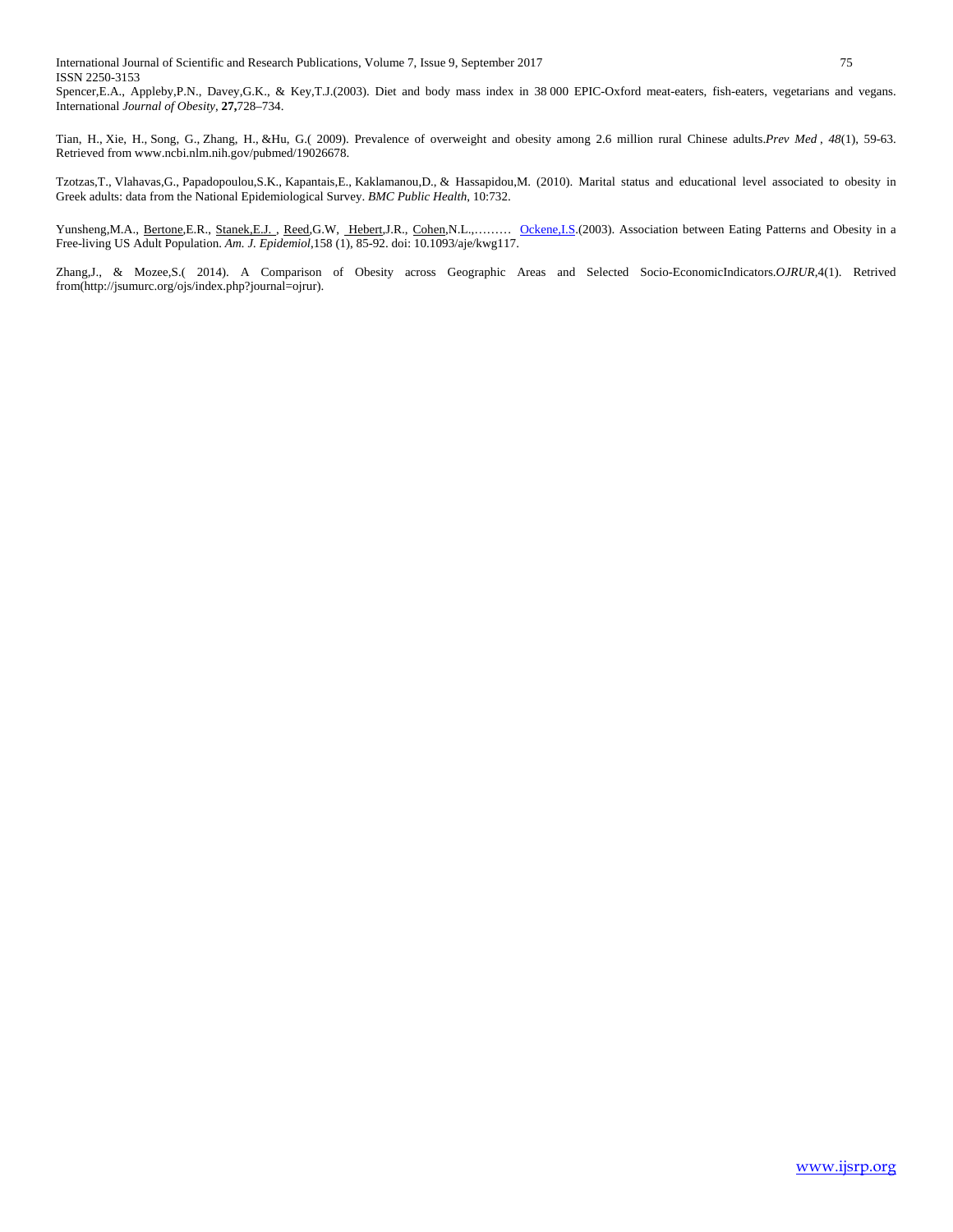Spencer,E.A., Appleby,P.N., Davey,G.K., & Key,T.J.(2003). Diet and body mass index in 38 000 EPIC-Oxford meat-eaters, fish-eaters, vegetarians and vegans. International *Journal of Obesity*, **27,**728–734.

Tian, H., Xie, H., Song, G., Zhang, H., &Hu, G.( 2009). Prevalence of overweight and obesity among 2.6 million rural Chinese adults.*Prev Med* , *48*(1), 59-63. Retrieved from www.ncbi.nlm.nih.gov/pubmed/19026678.

Tzotzas,T., Vlahavas,G., Papadopoulou,S.K., Kapantais,E., Kaklamanou,D., & Hassapidou,M. (2010). Marital status and educational level associated to obesity in Greek adults: data from the National Epidemiological Survey. *BMC Public Health*, 10:732.

Yunsheng,M.A., Bertone,E.R., Stanek,E.J. , Reed,G.W, Hebert,J.R., Cohen,N.L.,……… Ockene,I.S.(2003). Association between Eating Patterns and Obesity in a Free-living US Adult Population. *Am. J. Epidemiol*,158 (1), 85-92. doi: 10.1093/aje/kwg117.

Zhang,J., & Mozee,S.( 2014). A Comparison of Obesity across Geographic Areas and Selected Socio-EconomicIndicators.*OJRUR*,4(1). Retrived from(http://jsumurc.org/ojs/index.php?journal=ojrur).